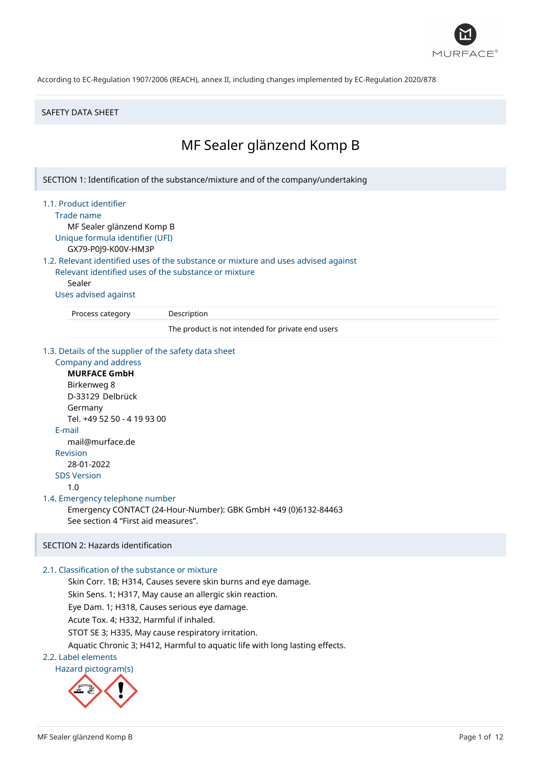According to EC-Regulation 1907/2006 (REACH), annex II, including changes implemented by EC-Regulation 2020/878

SAFETY DATA SHEET

# MF Sealer glänzend Komp B

## SECTION 1: Identification of the substance/mixture and of the company/undertaking

### 1.1. Product identifier

Trade name

MF Sealer glänzend Komp B

Unique formula identifier (UFI)

GX79-P0J9-K00V-HM3P

### 1.2. Relevant identified uses of the substance or mixture and uses advised against

Relevant identified uses of the substance or mixture

Sealer

Uses advised against

| Process category | Description |
|---|---|
| | The product is not intended for private end users |

### 1.3. Details of the supplier of the safety data sheet

Company and address

**MURFACE GmbH**
Birkenweg 8
D-33129 Delbrück
Germany
Tel. +49 52 50 - 4 19 93 00

E-mail

mail@murface.de

Revision

28-01-2022

SDS Version

1.0

### 1.4. Emergency telephone number

Emergency CONTACT (24-Hour-Number): GBK GmbH +49 (0)6132-84463
See section 4 "First aid measures".

## SECTION 2: Hazards identification

### 2.1. Classification of the substance or mixture

Skin Corr. 1B; H314, Causes severe skin burns and eye damage.
Skin Sens. 1; H317, May cause an allergic skin reaction.
Eye Dam. 1; H318, Causes serious eye damage.
Acute Tox. 4; H332, Harmful if inhaled.
STOT SE 3; H335, May cause respiratory irritation.
Aquatic Chronic 3; H412, Harmful to aquatic life with long lasting effects.

### 2.2. Label elements

Hazard pictogram(s)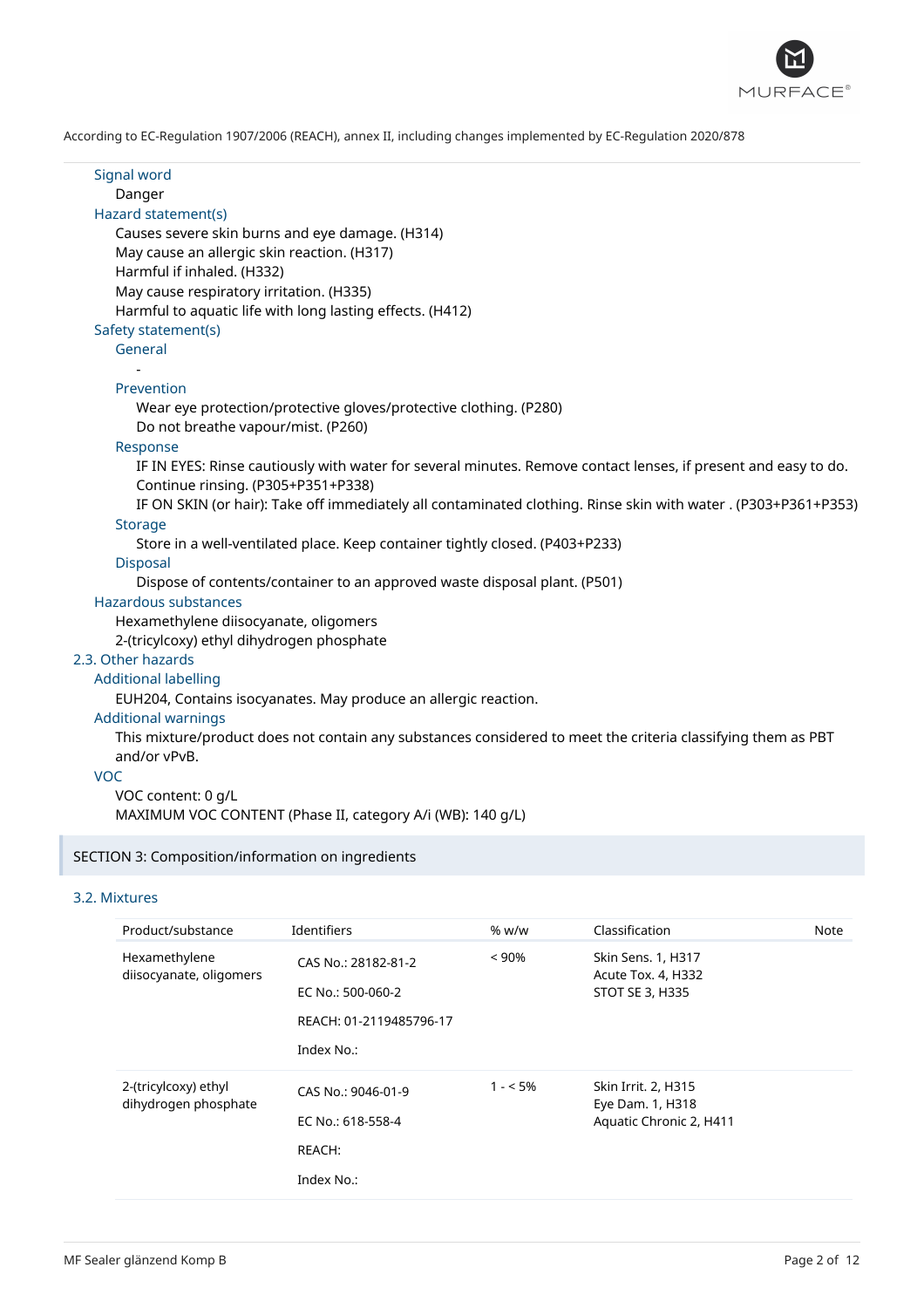According to EC-Regulation 1907/2006 (REACH), annex II, including changes implemented by EC-Regulation 2020/878

**Signal word**

Danger

**Hazard statement(s)**

Causes severe skin burns and eye damage. (H314)
May cause an allergic skin reaction. (H317)
Harmful if inhaled. (H332)
May cause respiratory irritation. (H335)
Harmful to aquatic life with long lasting effects. (H412)

**Safety statement(s)**

**General**

-

**Prevention**

Wear eye protection/protective gloves/protective clothing. (P280)
Do not breathe vapour/mist. (P260)

**Response**

IF IN EYES: Rinse cautiously with water for several minutes. Remove contact lenses, if present and easy to do. Continue rinsing. (P305+P351+P338)
IF ON SKIN (or hair): Take off immediately all contaminated clothing. Rinse skin with water . (P303+P361+P353)

**Storage**

Store in a well-ventilated place. Keep container tightly closed. (P403+P233)

**Disposal**

Dispose of contents/container to an approved waste disposal plant. (P501)

**Hazardous substances**

Hexamethylene diisocyanate, oligomers
2-(tricylcoxy) ethyl dihydrogen phosphate

## 2.3. Other hazards

**Additional labelling**

EUH204, Contains isocyanates. May produce an allergic reaction.

**Additional warnings**

This mixture/product does not contain any substances considered to meet the criteria classifying them as PBT and/or vPvB.

**VOC**

VOC content: 0 g/L
MAXIMUM VOC CONTENT (Phase II, category A/i (WB): 140 g/L)

# SECTION 3: Composition/information on ingredients

## 3.2. Mixtures

| Product/substance | Identifiers | % w/w | Classification | Note |
|---|---|---|---|---|
| Hexamethylene diisocyanate, oligomers | CAS No.: 28182-81-2<br>EC No.: 500-060-2<br>REACH: 01-2119485796-17<br>Index No.: | < 90% | Skin Sens. 1, H317<br>Acute Tox. 4, H332<br>STOT SE 3, H335 | |
| 2-(tricylcoxy) ethyl dihydrogen phosphate | CAS No.: 9046-01-9<br>EC No.: 618-558-4<br>REACH:<br>Index No.: | 1 - < 5% | Skin Irrit. 2, H315<br>Eye Dam. 1, H318<br>Aquatic Chronic 2, H411 | |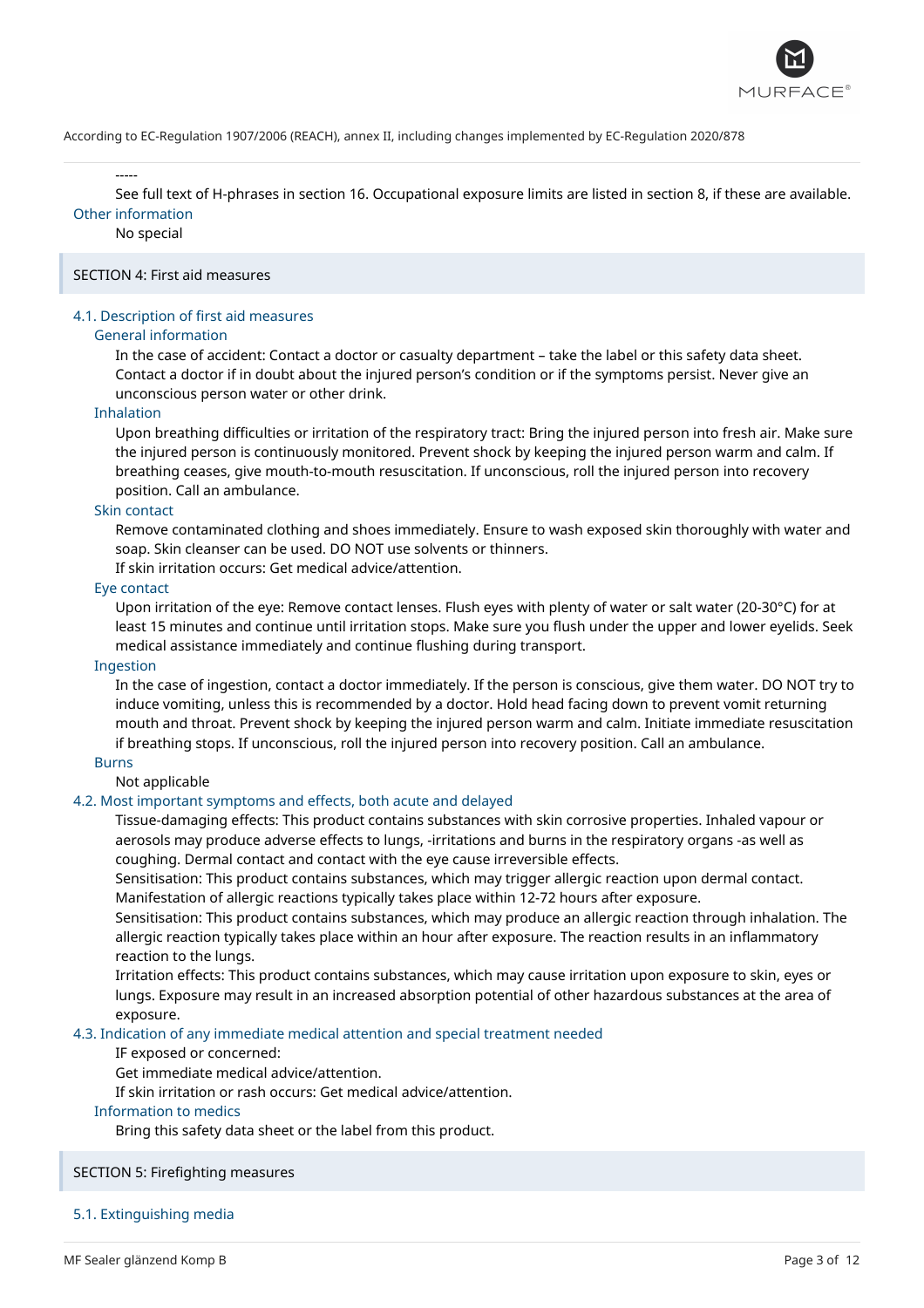-----

See full text of H-phrases in section 16. Occupational exposure limits are listed in section 8, if these are available.

### Other information

No special

## SECTION 4: First aid measures

### 4.1. Description of first aid measures

#### General information

In the case of accident: Contact a doctor or casualty department – take the label or this safety data sheet. Contact a doctor if in doubt about the injured person's condition or if the symptoms persist. Never give an unconscious person water or other drink.

#### Inhalation

Upon breathing difficulties or irritation of the respiratory tract: Bring the injured person into fresh air. Make sure the injured person is continuously monitored. Prevent shock by keeping the injured person warm and calm. If breathing ceases, give mouth-to-mouth resuscitation. If unconscious, roll the injured person into recovery position. Call an ambulance.

#### Skin contact

Remove contaminated clothing and shoes immediately. Ensure to wash exposed skin thoroughly with water and soap. Skin cleanser can be used. DO NOT use solvents or thinners.
If skin irritation occurs: Get medical advice/attention.

#### Eye contact

Upon irritation of the eye: Remove contact lenses. Flush eyes with plenty of water or salt water (20-30°C) for at least 15 minutes and continue until irritation stops. Make sure you flush under the upper and lower eyelids. Seek medical assistance immediately and continue flushing during transport.

#### Ingestion

In the case of ingestion, contact a doctor immediately. If the person is conscious, give them water. DO NOT try to induce vomiting, unless this is recommended by a doctor. Hold head facing down to prevent vomit returning mouth and throat. Prevent shock by keeping the injured person warm and calm. Initiate immediate resuscitation if breathing stops. If unconscious, roll the injured person into recovery position. Call an ambulance.

#### Burns

Not applicable

### 4.2. Most important symptoms and effects, both acute and delayed

Tissue-damaging effects: This product contains substances with skin corrosive properties. Inhaled vapour or aerosols may produce adverse effects to lungs, -irritations and burns in the respiratory organs -as well as coughing. Dermal contact and contact with the eye cause irreversible effects.
Sensitisation: This product contains substances, which may trigger allergic reaction upon dermal contact. Manifestation of allergic reactions typically takes place within 12-72 hours after exposure.
Sensitisation: This product contains substances, which may produce an allergic reaction through inhalation. The allergic reaction typically takes place within an hour after exposure. The reaction results in an inflammatory reaction to the lungs.
Irritation effects: This product contains substances, which may cause irritation upon exposure to skin, eyes or lungs. Exposure may result in an increased absorption potential of other hazardous substances at the area of exposure.

### 4.3. Indication of any immediate medical attention and special treatment needed

IF exposed or concerned:
Get immediate medical advice/attention.
If skin irritation or rash occurs: Get medical advice/attention.

#### Information to medics

Bring this safety data sheet or the label from this product.

## SECTION 5: Firefighting measures

### 5.1. Extinguishing media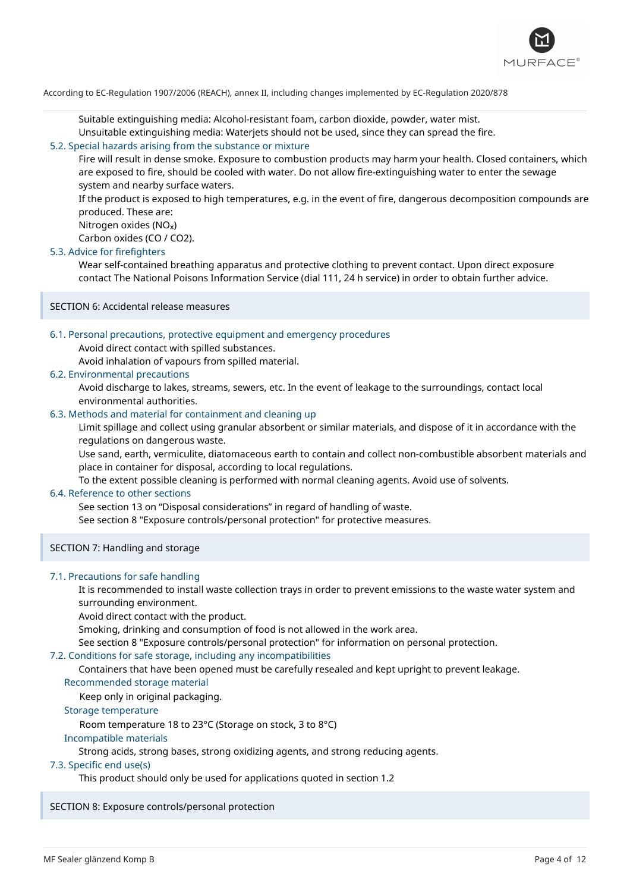Suitable extinguishing media: Alcohol-resistant foam, carbon dioxide, powder, water mist.
Unsuitable extinguishing media: Waterjets should not be used, since they can spread the fire.

### 5.2. Special hazards arising from the substance or mixture

Fire will result in dense smoke. Exposure to combustion products may harm your health. Closed containers, which are exposed to fire, should be cooled with water. Do not allow fire-extinguishing water to enter the sewage system and nearby surface waters.
If the product is exposed to high temperatures, e.g. in the event of fire, dangerous decomposition compounds are produced. These are:
Nitrogen oxides ($NO_x$)
Carbon oxides ($CO$ / $CO_2$).

### 5.3. Advice for firefighters

Wear self-contained breathing apparatus and protective clothing to prevent contact. Upon direct exposure contact The National Poisons Information Service (dial 111, 24 h service) in order to obtain further advice.

## SECTION 6: Accidental release measures

### 6.1. Personal precautions, protective equipment and emergency procedures

Avoid direct contact with spilled substances.
Avoid inhalation of vapours from spilled material.

### 6.2. Environmental precautions

Avoid discharge to lakes, streams, sewers, etc. In the event of leakage to the surroundings, contact local environmental authorities.

### 6.3. Methods and material for containment and cleaning up

Limit spillage and collect using granular absorbent or similar materials, and dispose of it in accordance with the regulations on dangerous waste.
Use sand, earth, vermiculite, diatomaceous earth to contain and collect non-combustible absorbent materials and place in container for disposal, according to local regulations.
To the extent possible cleaning is performed with normal cleaning agents. Avoid use of solvents.

### 6.4. Reference to other sections

See section 13 on "Disposal considerations" in regard of handling of waste.
See section 8 "Exposure controls/personal protection" for protective measures.

## SECTION 7: Handling and storage

### 7.1. Precautions for safe handling

It is recommended to install waste collection trays in order to prevent emissions to the waste water system and surrounding environment.
Avoid direct contact with the product.
Smoking, drinking and consumption of food is not allowed in the work area.
See section 8 "Exposure controls/personal protection" for information on personal protection.

### 7.2. Conditions for safe storage, including any incompatibilities

Containers that have been opened must be carefully resealed and kept upright to prevent leakage.

#### Recommended storage material

Keep only in original packaging.

#### Storage temperature

Room temperature 18 to 23°C (Storage on stock, 3 to 8°C)

#### Incompatible materials

Strong acids, strong bases, strong oxidizing agents, and strong reducing agents.

### 7.3. Specific end use(s)

This product should only be used for applications quoted in section 1.2

## SECTION 8: Exposure controls/personal protection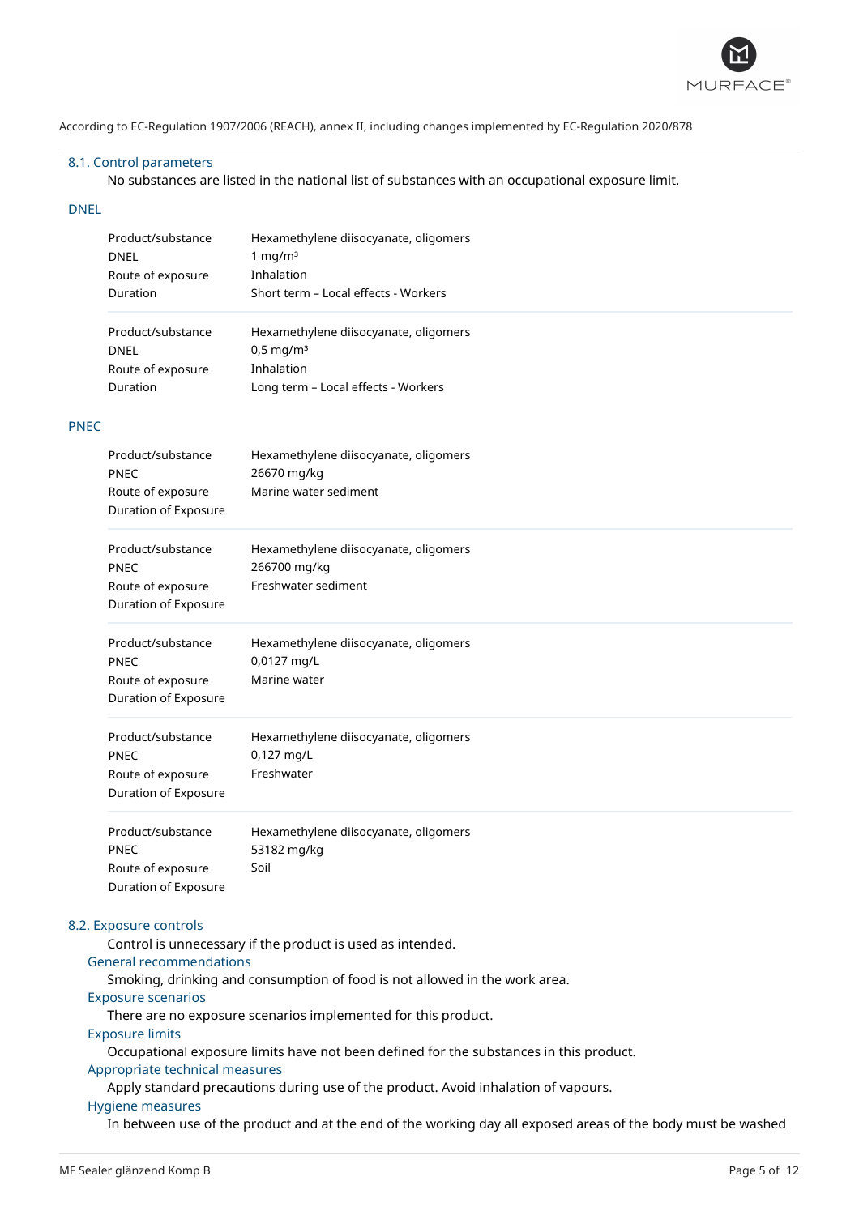According to EC-Regulation 1907/2006 (REACH), annex II, including changes implemented by EC-Regulation 2020/878

### 8.1. Control parameters

No substances are listed in the national list of substances with an occupational exposure limit.

#### DNEL

| | |
|---|---|
| Product/substance | Hexamethylene diisocyanate, oligomers |
| DNEL | 1 mg/m³ |
| Route of exposure | Inhalation |
| Duration | Short term – Local effects - Workers |

| | |
|---|---|
| Product/substance | Hexamethylene diisocyanate, oligomers |
| DNEL | 0,5 mg/m³ |
| Route of exposure | Inhalation |
| Duration | Long term – Local effects - Workers |

#### PNEC

| | |
|---|---|
| Product/substance | Hexamethylene diisocyanate, oligomers |
| PNEC | 26670 mg/kg |
| Route of exposure | Marine water sediment |
| Duration of Exposure | |

| | |
|---|---|
| Product/substance | Hexamethylene diisocyanate, oligomers |
| PNEC | 266700 mg/kg |
| Route of exposure | Freshwater sediment |
| Duration of Exposure | |

| | |
|---|---|
| Product/substance | Hexamethylene diisocyanate, oligomers |
| PNEC | 0,0127 mg/L |
| Route of exposure | Marine water |
| Duration of Exposure | |

| | |
|---|---|
| Product/substance | Hexamethylene diisocyanate, oligomers |
| PNEC | 0,127 mg/L |
| Route of exposure | Freshwater |
| Duration of Exposure | |

| | |
|---|---|
| Product/substance | Hexamethylene diisocyanate, oligomers |
| PNEC | 53182 mg/kg |
| Route of exposure | Soil |
| Duration of Exposure | |

### 8.2. Exposure controls

Control is unnecessary if the product is used as intended.

#### General recommendations

Smoking, drinking and consumption of food is not allowed in the work area.

#### Exposure scenarios

There are no exposure scenarios implemented for this product.

#### Exposure limits

Occupational exposure limits have not been defined for the substances in this product.

#### Appropriate technical measures

Apply standard precautions during use of the product. Avoid inhalation of vapours.

#### Hygiene measures

In between use of the product and at the end of the working day all exposed areas of the body must be washed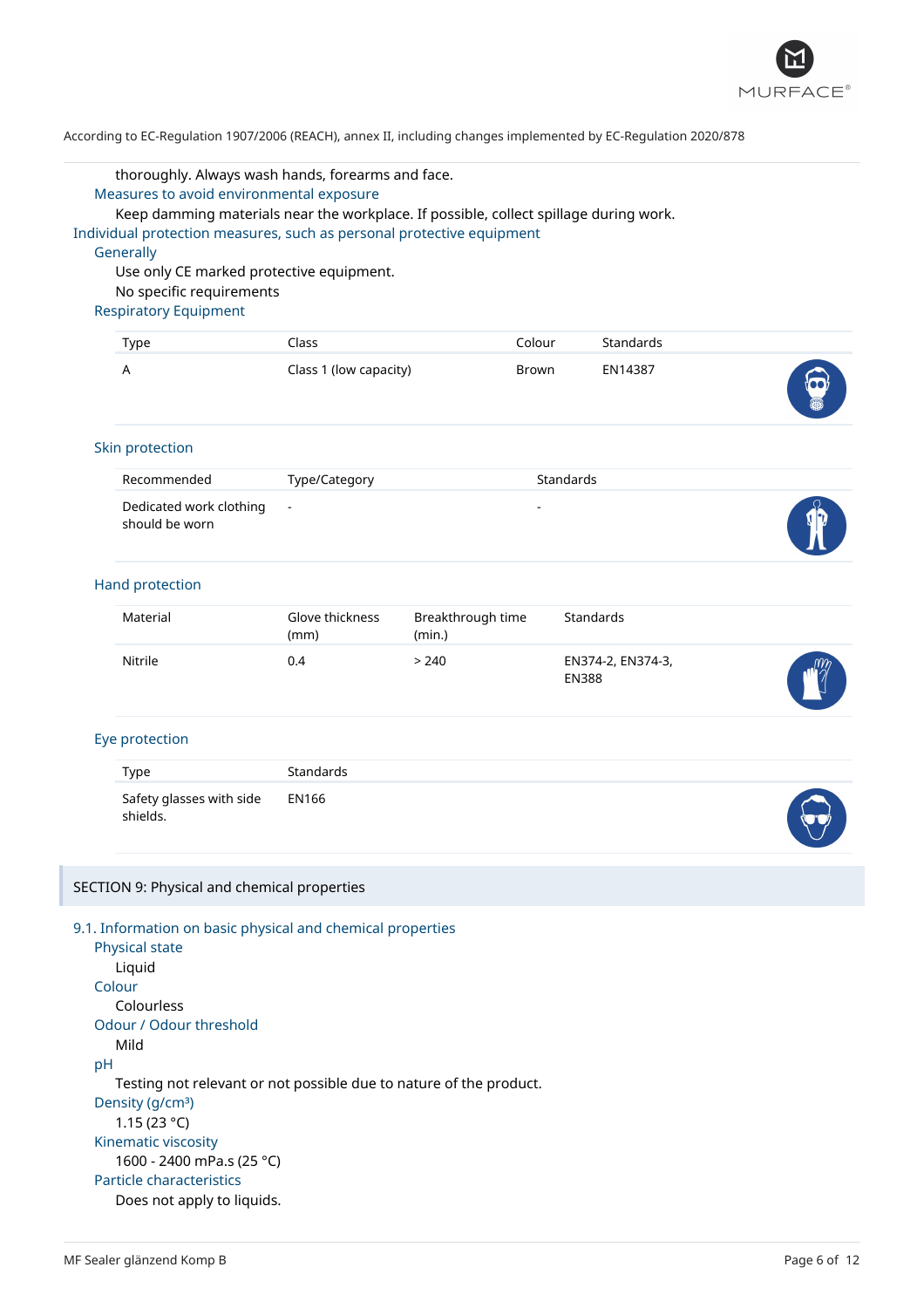thoroughly. Always wash hands, forearms and face.

### Measures to avoid environmental exposure

Keep damming materials near the workplace. If possible, collect spillage during work.

## Individual protection measures, such as personal protective equipment

### Generally

Use only CE marked protective equipment.

No specific requirements

### Respiratory Equipment

| Type | Class | Colour | Standards |
|---|---|---|---|
| A | Class 1 (low capacity) | Brown | EN14387 |

### Skin protection

| Recommended | Type/Category | Standards |
|---|---|---|
| Dedicated work clothing should be worn | - | - |

### Hand protection

| Material | Glove thickness (mm) | Breakthrough time (min.) | Standards |
|---|---|---|---|
| Nitrile | 0.4 | > 240 | EN374-2, EN374-3, EN388 |

### Eye protection

| Type | Standards |
|---|---|
| Safety glasses with side shields. | EN166 |

# SECTION 9: Physical and chemical properties

## 9.1. Information on basic physical and chemical properties

### Physical state

Liquid

### Colour

Colourless

### Odour / Odour threshold

Mild

### pH

Testing not relevant or not possible due to nature of the product.

### Density (g/cm³)

1.15 (23 °C)

### Kinematic viscosity

1600 - 2400 mPa.s (25 °C)

### Particle characteristics

Does not apply to liquids.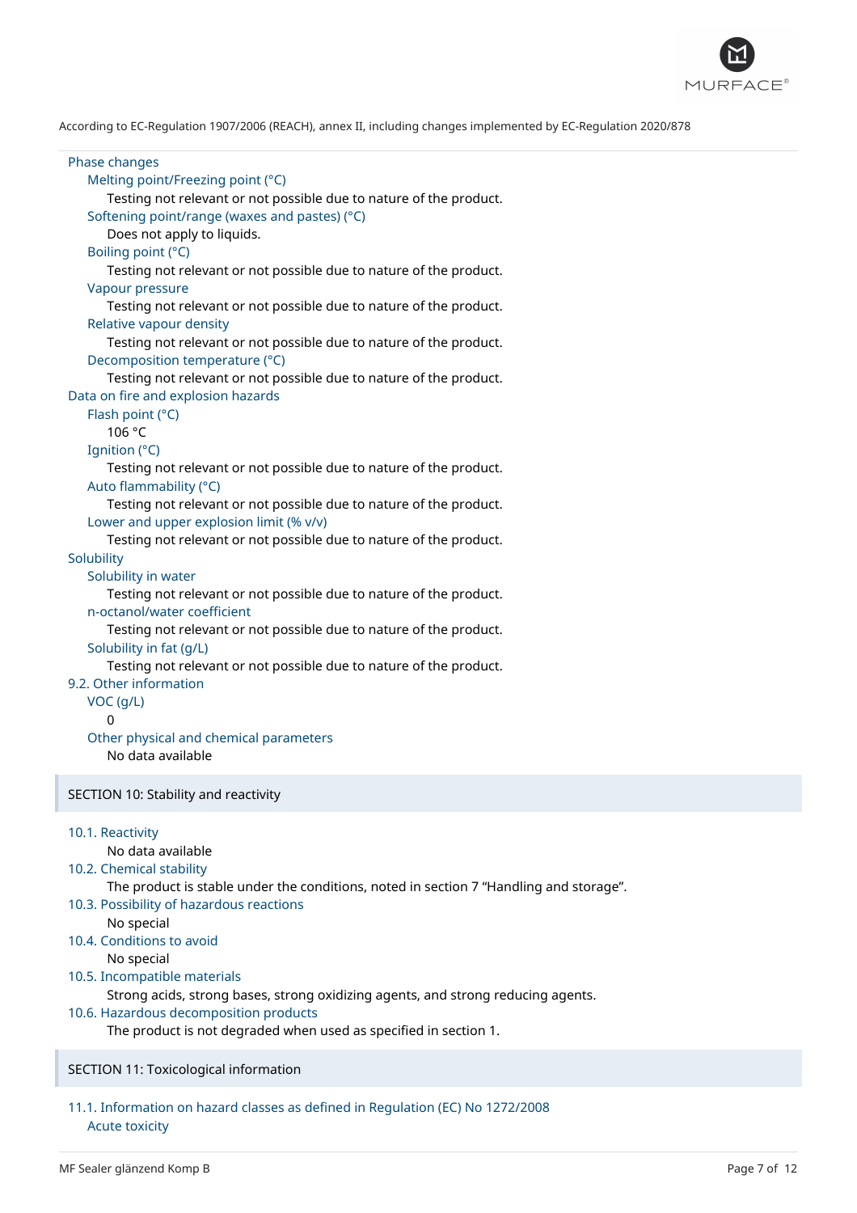According to EC-Regulation 1907/2006 (REACH), annex II, including changes implemented by EC-Regulation 2020/878

### Phase changes

#### Melting point/Freezing point (°C)

Testing not relevant or not possible due to nature of the product.

#### Softening point/range (waxes and pastes) (°C)

Does not apply to liquids.

#### Boiling point (°C)

Testing not relevant or not possible due to nature of the product.

#### Vapour pressure

Testing not relevant or not possible due to nature of the product.

#### Relative vapour density

Testing not relevant or not possible due to nature of the product.

#### Decomposition temperature (°C)

Testing not relevant or not possible due to nature of the product.

### Data on fire and explosion hazards

#### Flash point (°C)

106 °C

#### Ignition (°C)

Testing not relevant or not possible due to nature of the product.

#### Auto flammability (°C)

Testing not relevant or not possible due to nature of the product.

#### Lower and upper explosion limit (% v/v)

Testing not relevant or not possible due to nature of the product.

### Solubility

#### Solubility in water

Testing not relevant or not possible due to nature of the product.

#### n-octanol/water coefficient

Testing not relevant or not possible due to nature of the product.

#### Solubility in fat (g/L)

Testing not relevant or not possible due to nature of the product.

### 9.2. Other information

#### VOC (g/L)

0

#### Other physical and chemical parameters

No data available

## SECTION 10: Stability and reactivity

### 10.1. Reactivity

No data available

### 10.2. Chemical stability

The product is stable under the conditions, noted in section 7 “Handling and storage”.

### 10.3. Possibility of hazardous reactions

No special

### 10.4. Conditions to avoid

No special

### 10.5. Incompatible materials

Strong acids, strong bases, strong oxidizing agents, and strong reducing agents.

### 10.6. Hazardous decomposition products

The product is not degraded when used as specified in section 1.

## SECTION 11: Toxicological information

### 11.1. Information on hazard classes as defined in Regulation (EC) No 1272/2008

#### Acute toxicity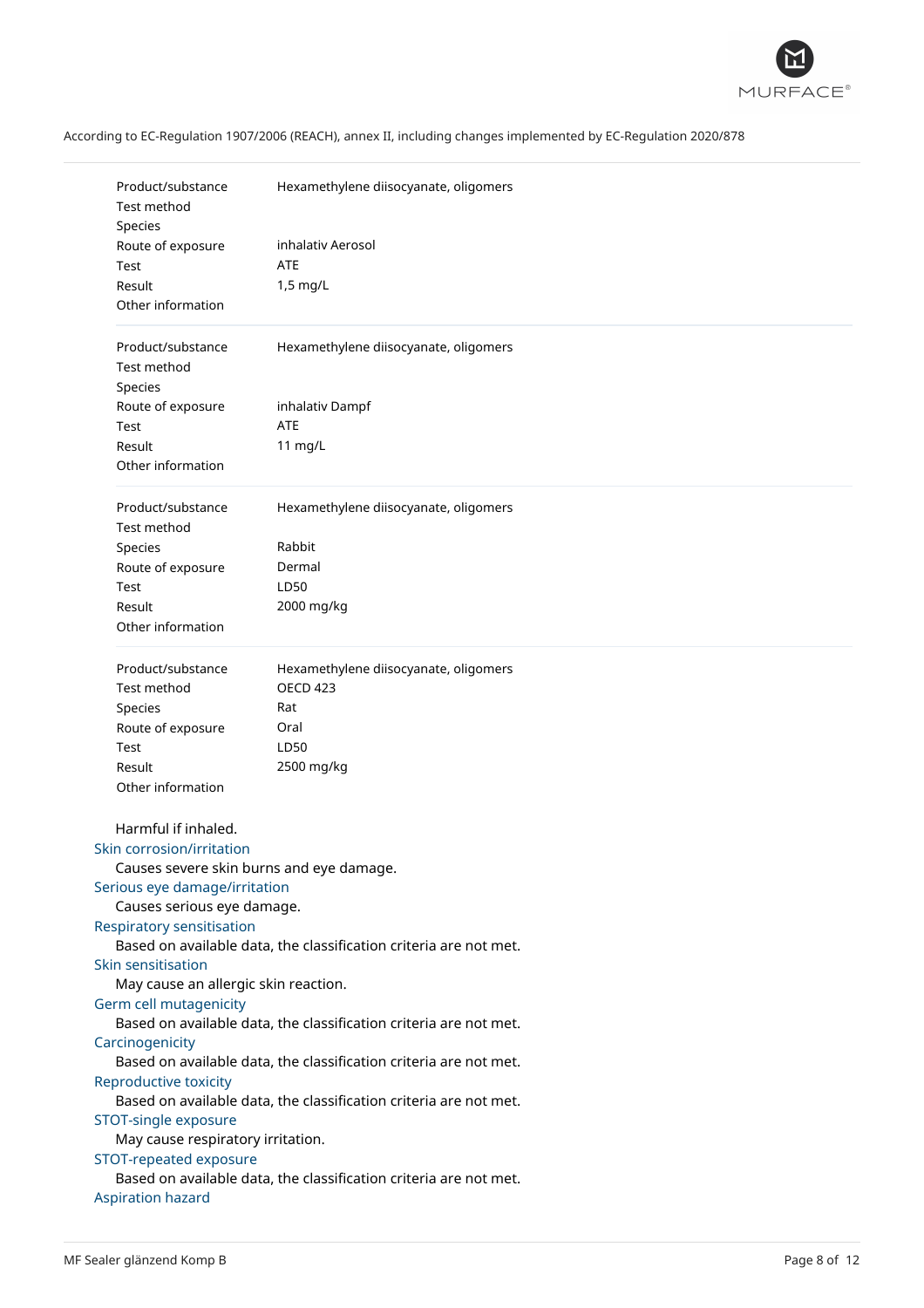According to EC-Regulation 1907/2006 (REACH), annex II, including changes implemented by EC-Regulation 2020/878

| | |
|---|---|
| Product/substance | Hexamethylene diisocyanate, oligomers |
| Test method | |
| Species | |
| Route of exposure | inhalativ Aerosol |
| Test | ATE |
| Result | 1,5 mg/L |
| Other information | |

| | |
|---|---|
| Product/substance | Hexamethylene diisocyanate, oligomers |
| Test method | |
| Species | |
| Route of exposure | inhalativ Dampf |
| Test | ATE |
| Result | 11 mg/L |
| Other information | |

| | |
|---|---|
| Product/substance | Hexamethylene diisocyanate, oligomers |
| Test method | |
| Species | Rabbit |
| Route of exposure | Dermal |
| Test | LD50 |
| Result | 2000 mg/kg |
| Other information | |

| | |
|---|---|
| Product/substance | Hexamethylene diisocyanate, oligomers |
| Test method | OECD 423 |
| Species | Rat |
| Route of exposure | Oral |
| Test | LD50 |
| Result | 2500 mg/kg |
| Other information | |

Harmful if inhaled.

### Skin corrosion/irritation
Causes severe skin burns and eye damage.

### Serious eye damage/irritation
Causes serious eye damage.

### Respiratory sensitisation
Based on available data, the classification criteria are not met.

### Skin sensitisation
May cause an allergic skin reaction.

### Germ cell mutagenicity
Based on available data, the classification criteria are not met.

### Carcinogenicity
Based on available data, the classification criteria are not met.

### Reproductive toxicity
Based on available data, the classification criteria are not met.

### STOT-single exposure
May cause respiratory irritation.

### STOT-repeated exposure
Based on available data, the classification criteria are not met.

### Aspiration hazard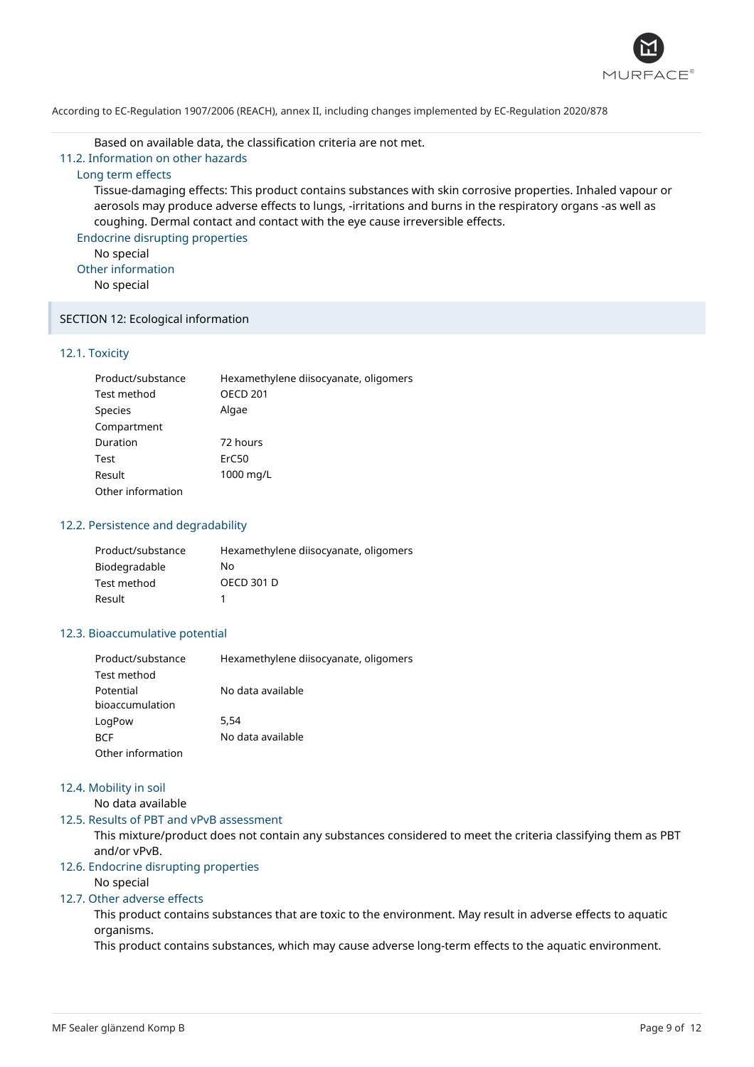Based on available data, the classification criteria are not met.

### 11.2. Information on other hazards

#### Long term effects

Tissue-damaging effects: This product contains substances with skin corrosive properties. Inhaled vapour or aerosols may produce adverse effects to lungs, -irritations and burns in the respiratory organs -as well as coughing. Dermal contact and contact with the eye cause irreversible effects.

#### Endocrine disrupting properties

No special

#### Other information

No special

## SECTION 12: Ecological information

### 12.1. Toxicity

| | |
|---|---|
| Product/substance | Hexamethylene diisocyanate, oligomers |
| Test method | OECD 201 |
| Species | Algae |
| Compartment | |
| Duration | 72 hours |
| Test | ErC50 |
| Result | 1000 mg/L |
| Other information | |

### 12.2. Persistence and degradability

| | |
|---|---|
| Product/substance | Hexamethylene diisocyanate, oligomers |
| Biodegradable | No |
| Test method | OECD 301 D |
| Result | 1 |

### 12.3. Bioaccumulative potential

| | |
|---|---|
| Product/substance | Hexamethylene diisocyanate, oligomers |
| Test method | |
| Potential bioaccumulation | No data available |
| LogPow | 5,54 |
| BCF | No data available |
| Other information | |

### 12.4. Mobility in soil

No data available

### 12.5. Results of PBT and vPvB assessment

This mixture/product does not contain any substances considered to meet the criteria classifying them as PBT and/or vPvB.

### 12.6. Endocrine disrupting properties

No special

### 12.7. Other adverse effects

This product contains substances that are toxic to the environment. May result in adverse effects to aquatic organisms.

This product contains substances, which may cause adverse long-term effects to the aquatic environment.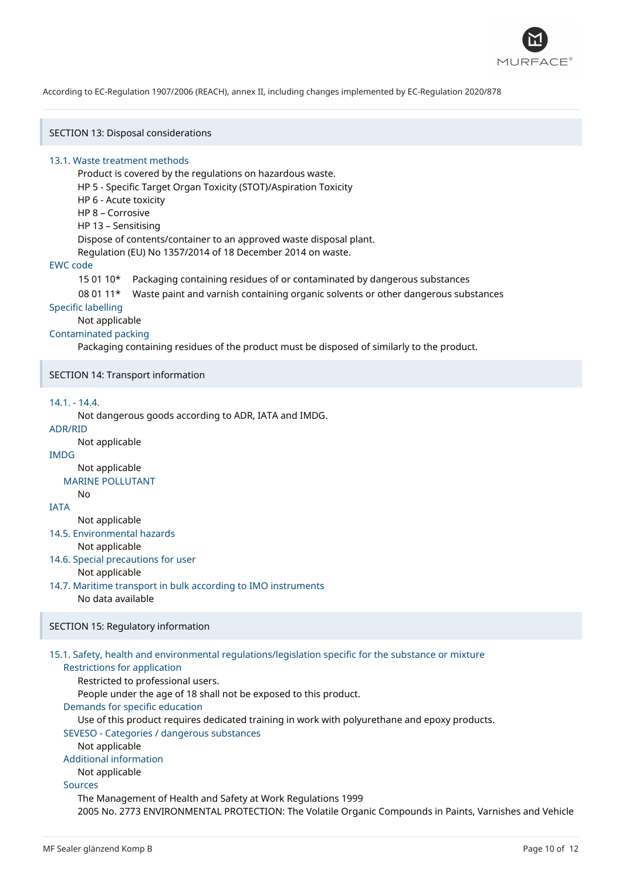According to EC-Regulation 1907/2006 (REACH), annex II, including changes implemented by EC-Regulation 2020/878

## SECTION 13: Disposal considerations

### 13.1. Waste treatment methods

Product is covered by the regulations on hazardous waste.
HP 5 - Specific Target Organ Toxicity (STOT)/Aspiration Toxicity
HP 6 - Acute toxicity
HP 8 – Corrosive
HP 13 – Sensitising
Dispose of contents/container to an approved waste disposal plant.
Regulation (EU) No 1357/2014 of 18 December 2014 on waste.

### EWC code

| | |
|---|---|
| 15 01 10* | Packaging containing residues of or contaminated by dangerous substances |
| 08 01 11* | Waste paint and varnish containing organic solvents or other dangerous substances |

### Specific labelling

Not applicable

### Contaminated packing

Packaging containing residues of the product must be disposed of similarly to the product.

## SECTION 14: Transport information

### 14.1. - 14.4.

Not dangerous goods according to ADR, IATA and IMDG.

### ADR/RID

Not applicable

### IMDG

Not applicable

#### MARINE POLLUTANT

No

### IATA

Not applicable

### 14.5. Environmental hazards

Not applicable

### 14.6. Special precautions for user

Not applicable

### 14.7. Maritime transport in bulk according to IMO instruments

No data available

## SECTION 15: Regulatory information

### 15.1. Safety, health and environmental regulations/legislation specific for the substance or mixture

#### Restrictions for application

Restricted to professional users.
People under the age of 18 shall not be exposed to this product.

#### Demands for specific education

Use of this product requires dedicated training in work with polyurethane and epoxy products.

#### SEVESO - Categories / dangerous substances

Not applicable

#### Additional information

Not applicable

#### Sources

The Management of Health and Safety at Work Regulations 1999
2005 No. 2773 ENVIRONMENTAL PROTECTION: The Volatile Organic Compounds in Paints, Varnishes and Vehicle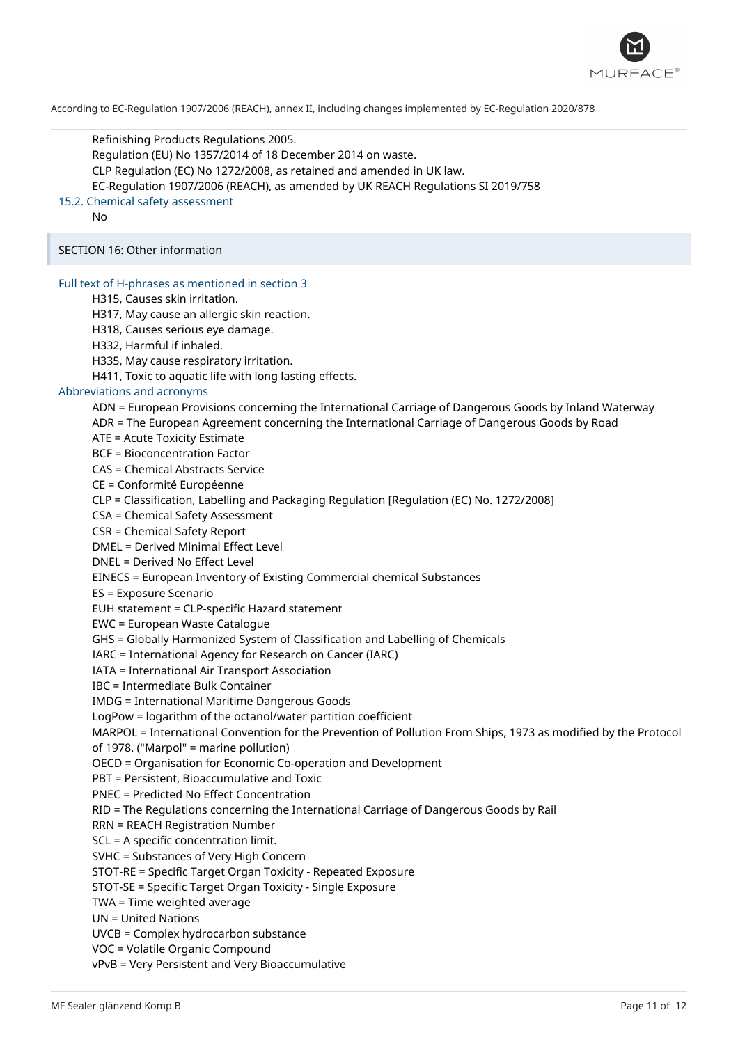Refinishing Products Regulations 2005.
Regulation (EU) No 1357/2014 of 18 December 2014 on waste.
CLP Regulation (EC) No 1272/2008, as retained and amended in UK law.
EC-Regulation 1907/2006 (REACH), as amended by UK REACH Regulations SI 2019/758

### 15.2. Chemical safety assessment

No

## SECTION 16: Other information

### Full text of H-phrases as mentioned in section 3

H315, Causes skin irritation.
H317, May cause an allergic skin reaction.
H318, Causes serious eye damage.
H332, Harmful if inhaled.
H335, May cause respiratory irritation.
H411, Toxic to aquatic life with long lasting effects.

### Abbreviations and acronyms

ADN = European Provisions concerning the International Carriage of Dangerous Goods by Inland Waterway
ADR = The European Agreement concerning the International Carriage of Dangerous Goods by Road
ATE = Acute Toxicity Estimate
BCF = Bioconcentration Factor
CAS = Chemical Abstracts Service
CE = Conformité Européenne
CLP = Classification, Labelling and Packaging Regulation [Regulation (EC) No. 1272/2008]
CSA = Chemical Safety Assessment
CSR = Chemical Safety Report
DMEL = Derived Minimal Effect Level
DNEL = Derived No Effect Level
EINECS = European Inventory of Existing Commercial chemical Substances
ES = Exposure Scenario
EUH statement = CLP-specific Hazard statement
EWC = European Waste Catalogue
GHS = Globally Harmonized System of Classification and Labelling of Chemicals
IARC = International Agency for Research on Cancer (IARC)
IATA = International Air Transport Association
IBC = Intermediate Bulk Container
IMDG = International Maritime Dangerous Goods
LogPow = logarithm of the octanol/water partition coefficient
MARPOL = International Convention for the Prevention of Pollution From Ships, 1973 as modified by the Protocol of 1978. ("Marpol" = marine pollution)
OECD = Organisation for Economic Co-operation and Development
PBT = Persistent, Bioaccumulative and Toxic
PNEC = Predicted No Effect Concentration
RID = The Regulations concerning the International Carriage of Dangerous Goods by Rail
RRN = REACH Registration Number
SCL = A specific concentration limit.
SVHC = Substances of Very High Concern
STOT-RE = Specific Target Organ Toxicity - Repeated Exposure
STOT-SE = Specific Target Organ Toxicity - Single Exposure
TWA = Time weighted average
UN = United Nations
UVCB = Complex hydrocarbon substance
VOC = Volatile Organic Compound
vPvB = Very Persistent and Very Bioaccumulative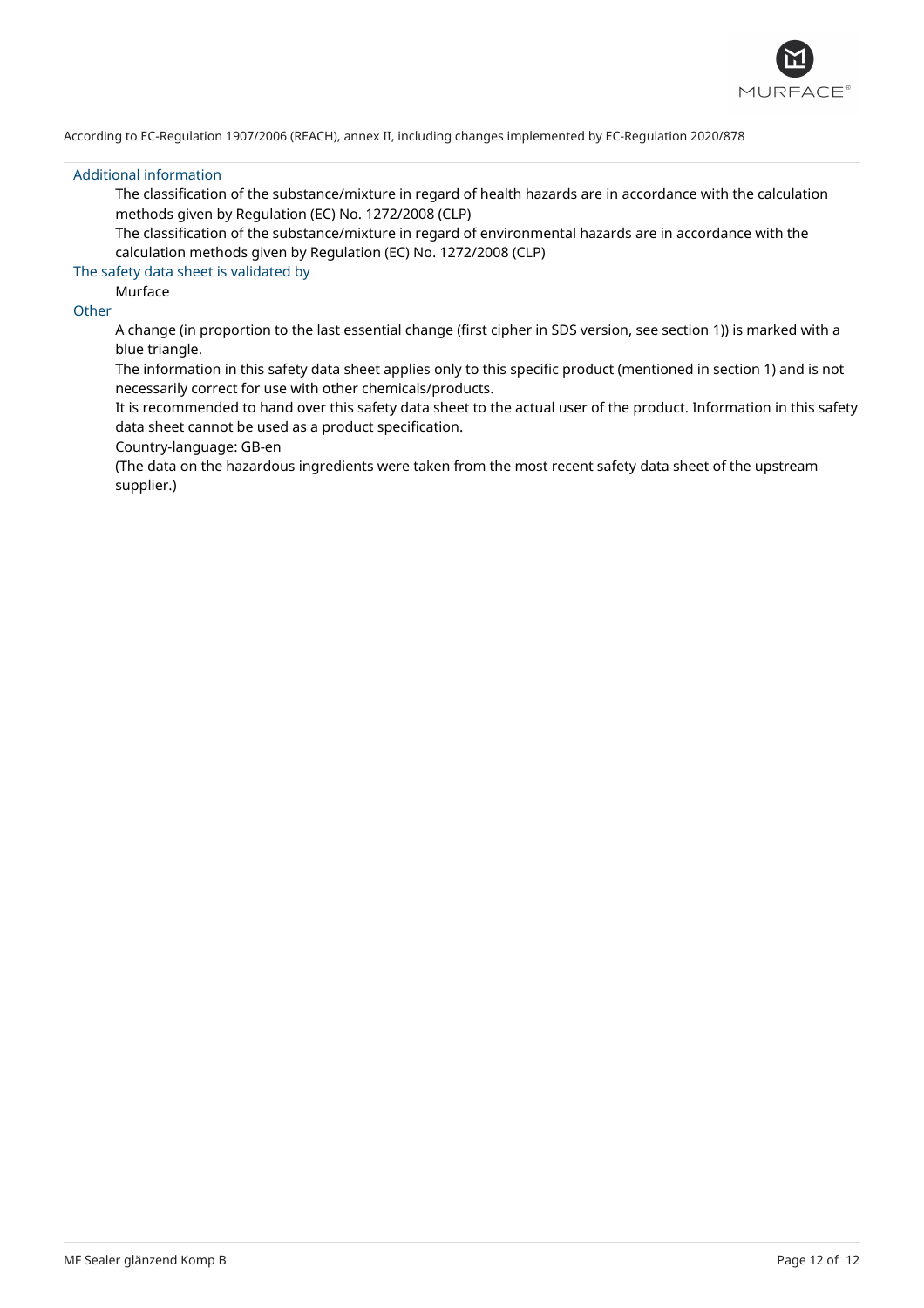### Additional information

The classification of the substance/mixture in regard of health hazards are in accordance with the calculation methods given by Regulation (EC) No. 1272/2008 (CLP)

The classification of the substance/mixture in regard of environmental hazards are in accordance with the calculation methods given by Regulation (EC) No. 1272/2008 (CLP)

### The safety data sheet is validated by

Murface

### Other

A change (in proportion to the last essential change (first cipher in SDS version, see section 1)) is marked with a blue triangle.

The information in this safety data sheet applies only to this specific product (mentioned in section 1) and is not necessarily correct for use with other chemicals/products.

It is recommended to hand over this safety data sheet to the actual user of the product. Information in this safety data sheet cannot be used as a product specification.

Country-language: GB-en

(The data on the hazardous ingredients were taken from the most recent safety data sheet of the upstream supplier.)